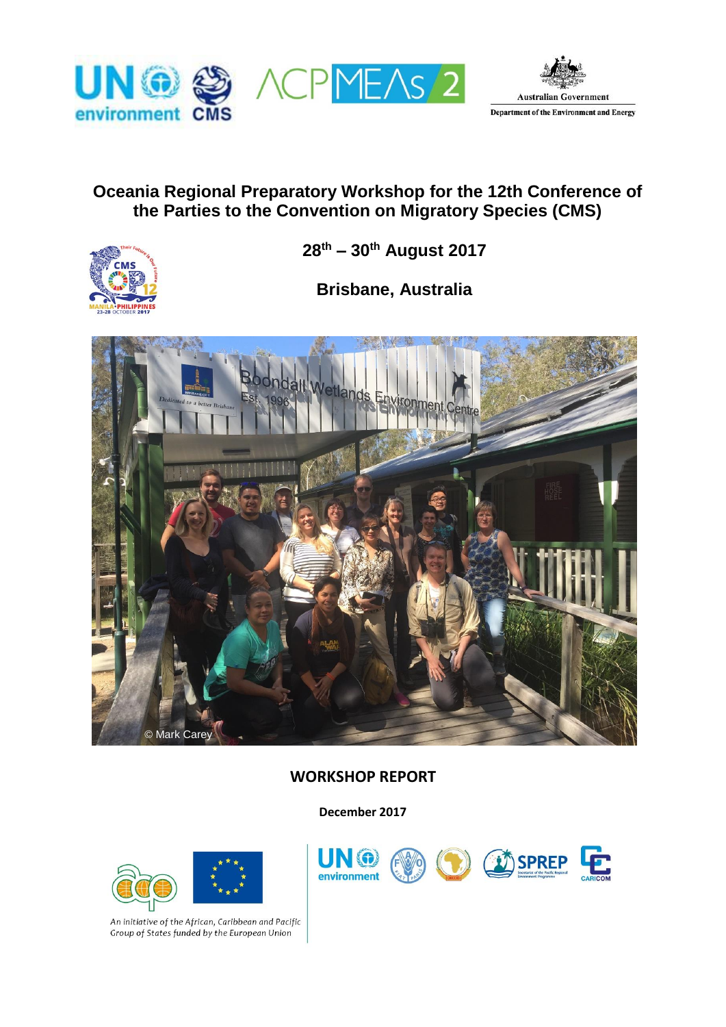# Oceania Regional Preparatory Workshop for the 12th Conference of the Parties to the Convention on Migratory Species (CMS)

**28th – 30th August 2017**

**Brisbane, Australia**

© Mark Carey

## WORKSHOP REPORT

**December 2017**

An initiative of the African, Caribbean and Pacific Group of States funded by the European Union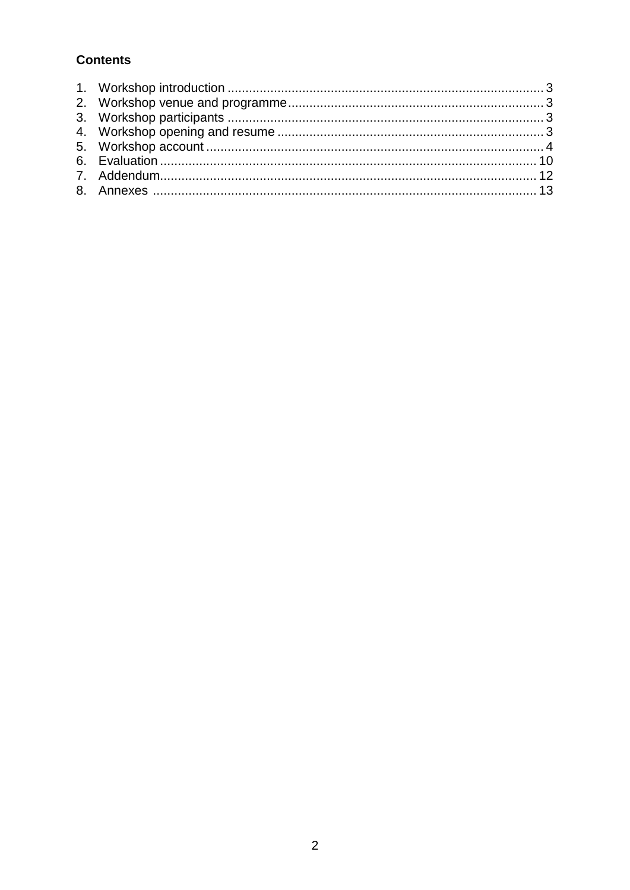**Contents**

1. Workshop introduction ........................................................................................ 3
2. Workshop venue and programme ....................................................................... 3
3. Workshop participants ....................................................................................... 3
4. Workshop opening and resume .......................................................................... 3
5. Workshop account ............................................................................................. 4
6. Evaluation ........................................................................................................ 10
7. Addendum ........................................................................................................ 12
8. Annexes ........................................................................................................... 13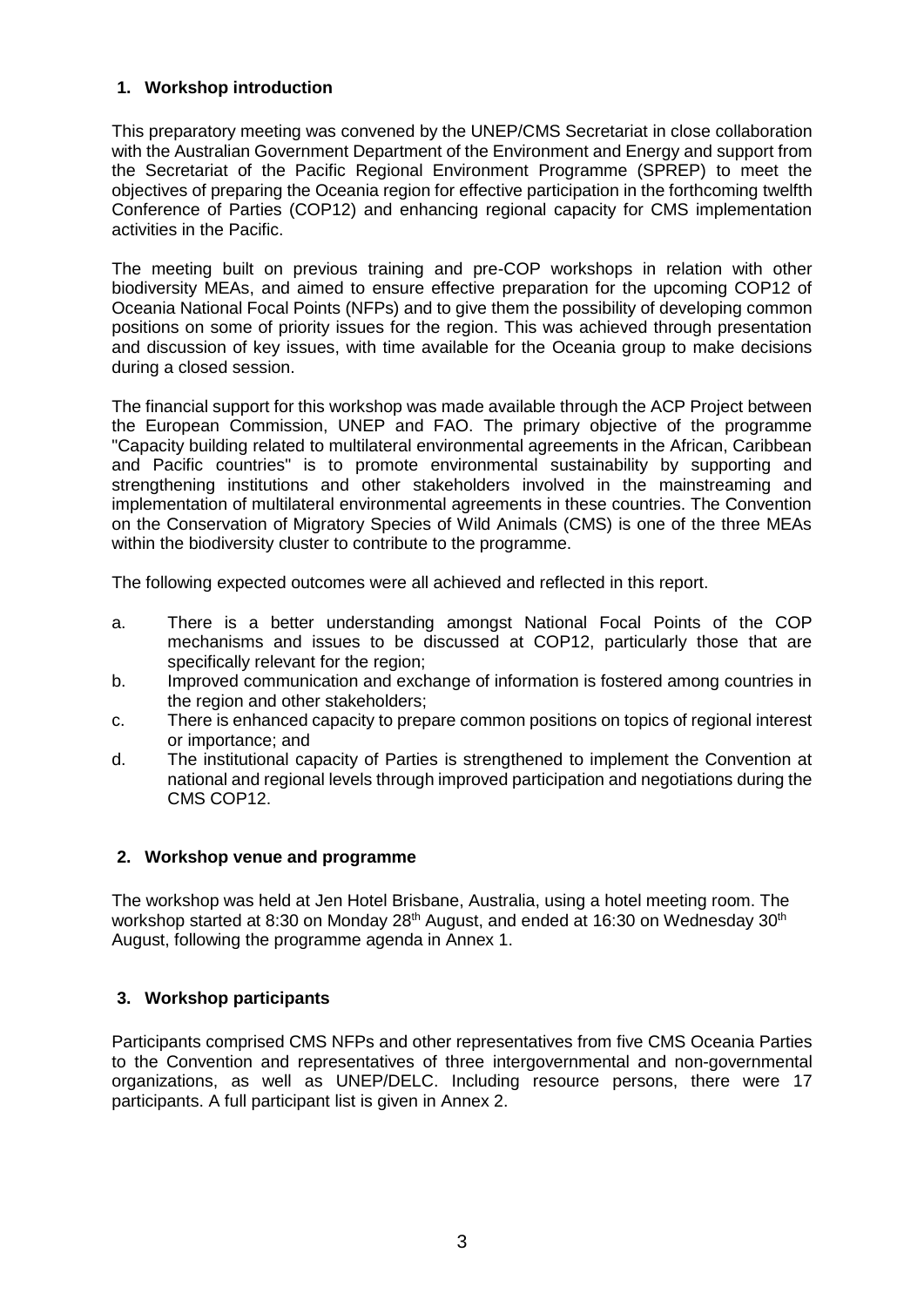## 1. Workshop introduction

This preparatory meeting was convened by the UNEP/CMS Secretariat in close collaboration with the Australian Government Department of the Environment and Energy and support from the Secretariat of the Pacific Regional Environment Programme (SPREP) to meet the objectives of preparing the Oceania region for effective participation in the forthcoming twelfth Conference of Parties (COP12) and enhancing regional capacity for CMS implementation activities in the Pacific.

The meeting built on previous training and pre-COP workshops in relation with other biodiversity MEAs, and aimed to ensure effective preparation for the upcoming COP12 of Oceania National Focal Points (NFPs) and to give them the possibility of developing common positions on some of priority issues for the region. This was achieved through presentation and discussion of key issues, with time available for the Oceania group to make decisions during a closed session.

The financial support for this workshop was made available through the ACP Project between the European Commission, UNEP and FAO. The primary objective of the programme "Capacity building related to multilateral environmental agreements in the African, Caribbean and Pacific countries" is to promote environmental sustainability by supporting and strengthening institutions and other stakeholders involved in the mainstreaming and implementation of multilateral environmental agreements in these countries. The Convention on the Conservation of Migratory Species of Wild Animals (CMS) is one of the three MEAs within the biodiversity cluster to contribute to the programme.

The following expected outcomes were all achieved and reflected in this report.

a. There is a better understanding amongst National Focal Points of the COP mechanisms and issues to be discussed at COP12, particularly those that are specifically relevant for the region;

b. Improved communication and exchange of information is fostered among countries in the region and other stakeholders;

c. There is enhanced capacity to prepare common positions on topics of regional interest or importance; and

d. The institutional capacity of Parties is strengthened to implement the Convention at national and regional levels through improved participation and negotiations during the CMS COP12.

## 2. Workshop venue and programme

The workshop was held at Jen Hotel Brisbane, Australia, using a hotel meeting room. The workshop started at 8:30 on Monday 28th August, and ended at 16:30 on Wednesday 30th August, following the programme agenda in Annex 1.

## 3. Workshop participants

Participants comprised CMS NFPs and other representatives from five CMS Oceania Parties to the Convention and representatives of three intergovernmental and non-governmental organizations, as well as UNEP/DELC. Including resource persons, there were 17 participants. A full participant list is given in Annex 2.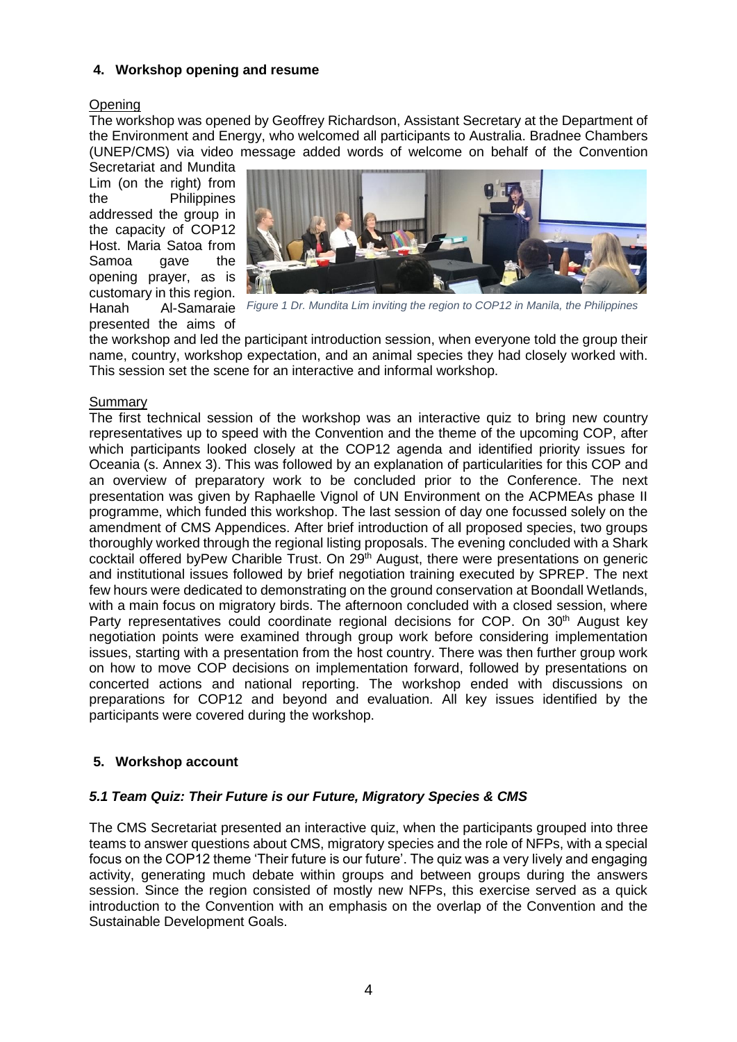## 4. Workshop opening and resume

### Opening

The workshop was opened by Geoffrey Richardson, Assistant Secretary at the Department of the Environment and Energy, who welcomed all participants to Australia. Bradnee Chambers (UNEP/CMS) via video message added words of welcome on behalf of the Convention Secretariat and Mundita Lim (on the right) from the Philippines addressed the group in the capacity of COP12 Host. Maria Satoa from Samoa gave the opening prayer, as is customary in this region. Hanah Al-Samaraie presented the aims of the workshop and led the participant introduction session, when everyone told the group their name, country, workshop expectation, and an animal species they had closely worked with. This session set the scene for an interactive and informal workshop.

*Figure 1 Dr. Mundita Lim inviting the region to COP12 in Manila, the Philippines*

### Summary

The first technical session of the workshop was an interactive quiz to bring new country representatives up to speed with the Convention and the theme of the upcoming COP, after which participants looked closely at the COP12 agenda and identified priority issues for Oceania (s. Annex 3). This was followed by an explanation of particularities for this COP and an overview of preparatory work to be concluded prior to the Conference. The next presentation was given by Raphaelle Vignol of UN Environment on the ACPMEAs phase II programme, which funded this workshop. The last session of day one focussed solely on the amendment of CMS Appendices. After brief introduction of all proposed species, two groups thoroughly worked through the regional listing proposals. The evening concluded with a Shark cocktail offered byPew Charible Trust. On 29th August, there were presentations on generic and institutional issues followed by brief negotiation training executed by SPREP. The next few hours were dedicated to demonstrating on the ground conservation at Boondall Wetlands, with a main focus on migratory birds. The afternoon concluded with a closed session, where Party representatives could coordinate regional decisions for COP. On 30th August key negotiation points were examined through group work before considering implementation issues, starting with a presentation from the host country. There was then further group work on how to move COP decisions on implementation forward, followed by presentations on concerted actions and national reporting. The workshop ended with discussions on preparations for COP12 and beyond and evaluation. All key issues identified by the participants were covered during the workshop.

## 5. Workshop account

### *5.1 Team Quiz: Their Future is our Future, Migratory Species & CMS*

The CMS Secretariat presented an interactive quiz, when the participants grouped into three teams to answer questions about CMS, migratory species and the role of NFPs, with a special focus on the COP12 theme 'Their future is our future'. The quiz was a very lively and engaging activity, generating much debate within groups and between groups during the answers session. Since the region consisted of mostly new NFPs, this exercise served as a quick introduction to the Convention with an emphasis on the overlap of the Convention and the Sustainable Development Goals.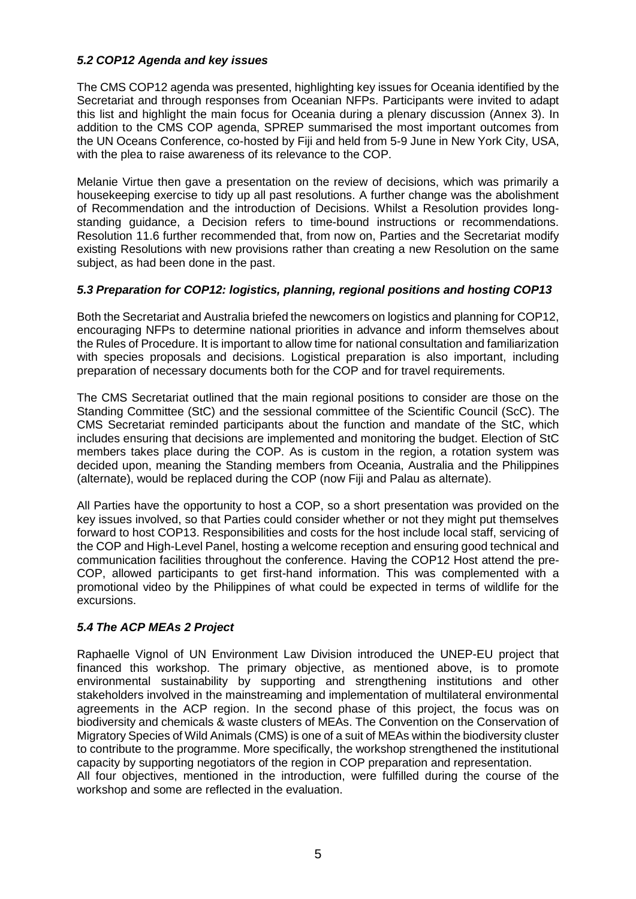### *5.2 COP12 Agenda and key issues*

The CMS COP12 agenda was presented, highlighting key issues for Oceania identified by the Secretariat and through responses from Oceanian NFPs. Participants were invited to adapt this list and highlight the main focus for Oceania during a plenary discussion (Annex 3). In addition to the CMS COP agenda, SPREP summarised the most important outcomes from the UN Oceans Conference, co-hosted by Fiji and held from 5-9 June in New York City, USA, with the plea to raise awareness of its relevance to the COP.

Melanie Virtue then gave a presentation on the review of decisions, which was primarily a housekeeping exercise to tidy up all past resolutions. A further change was the abolishment of Recommendation and the introduction of Decisions. Whilst a Resolution provides long-standing guidance, a Decision refers to time-bound instructions or recommendations. Resolution 11.6 further recommended that, from now on, Parties and the Secretariat modify existing Resolutions with new provisions rather than creating a new Resolution on the same subject, as had been done in the past.

### *5.3 Preparation for COP12: logistics, planning, regional positions and hosting COP13*

Both the Secretariat and Australia briefed the newcomers on logistics and planning for COP12, encouraging NFPs to determine national priorities in advance and inform themselves about the Rules of Procedure. It is important to allow time for national consultation and familiarization with species proposals and decisions. Logistical preparation is also important, including preparation of necessary documents both for the COP and for travel requirements.

The CMS Secretariat outlined that the main regional positions to consider are those on the Standing Committee (StC) and the sessional committee of the Scientific Council (ScC). The CMS Secretariat reminded participants about the function and mandate of the StC, which includes ensuring that decisions are implemented and monitoring the budget. Election of StC members takes place during the COP. As is custom in the region, a rotation system was decided upon, meaning the Standing members from Oceania, Australia and the Philippines (alternate), would be replaced during the COP (now Fiji and Palau as alternate).

All Parties have the opportunity to host a COP, so a short presentation was provided on the key issues involved, so that Parties could consider whether or not they might put themselves forward to host COP13. Responsibilities and costs for the host include local staff, servicing of the COP and High-Level Panel, hosting a welcome reception and ensuring good technical and communication facilities throughout the conference. Having the COP12 Host attend the pre-COP, allowed participants to get first-hand information. This was complemented with a promotional video by the Philippines of what could be expected in terms of wildlife for the excursions.

### *5.4 The ACP MEAs 2 Project*

Raphaelle Vignol of UN Environment Law Division introduced the UNEP-EU project that financed this workshop. The primary objective, as mentioned above, is to promote environmental sustainability by supporting and strengthening institutions and other stakeholders involved in the mainstreaming and implementation of multilateral environmental agreements in the ACP region. In the second phase of this project, the focus was on biodiversity and chemicals & waste clusters of MEAs. The Convention on the Conservation of Migratory Species of Wild Animals (CMS) is one of a suit of MEAs within the biodiversity cluster to contribute to the programme. More specifically, the workshop strengthened the institutional capacity by supporting negotiators of the region in COP preparation and representation.
All four objectives, mentioned in the introduction, were fulfilled during the course of the workshop and some are reflected in the evaluation.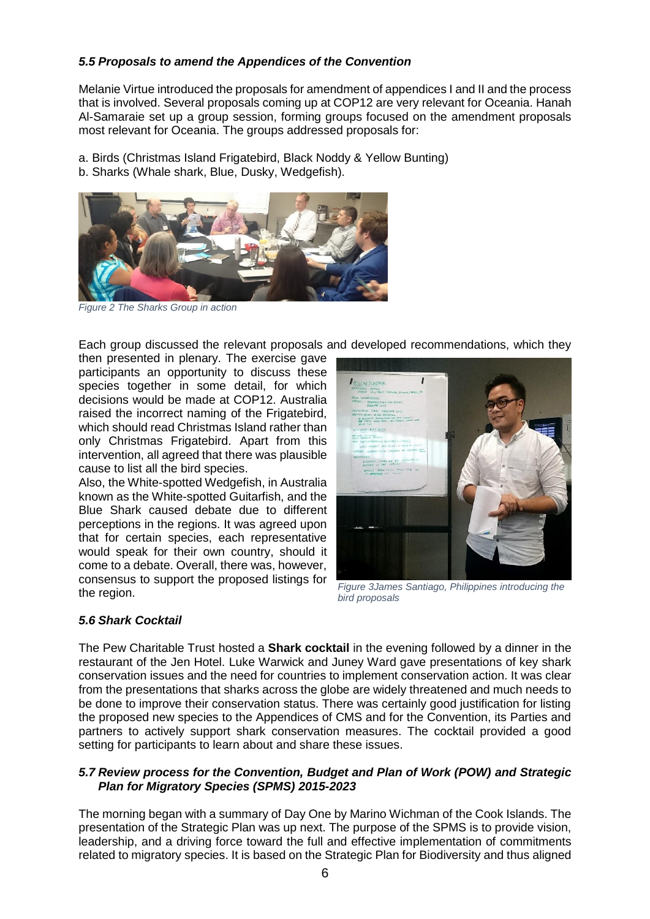### *5.5 Proposals to amend the Appendices of the Convention*

Melanie Virtue introduced the proposals for amendment of appendices I and II and the process that is involved. Several proposals coming up at COP12 are very relevant for Oceania. Hanah Al-Samaraie set up a group session, forming groups focused on the amendment proposals most relevant for Oceania. The groups addressed proposals for:

a. Birds (Christmas Island Frigatebird, Black Noddy & Yellow Bunting)
b. Sharks (Whale shark, Blue, Dusky, Wedgefish).

*Figure 2 The Sharks Group in action*

Each group discussed the relevant proposals and developed recommendations, which they then presented in plenary. The exercise gave participants an opportunity to discuss these species together in some detail, for which decisions would be made at COP12. Australia raised the incorrect naming of the Frigatebird, which should read Christmas Island rather than only Christmas Frigatebird. Apart from this intervention, all agreed that there was plausible cause to list all the bird species.

Also, the White-spotted Wedgefish, in Australia known as the White-spotted Guitarfish, and the Blue Shark caused debate due to different perceptions in the regions. It was agreed upon that for certain species, each representative would speak for their own country, should it come to a debate. Overall, there was, however, consensus to support the proposed listings for the region.

*Figure 3James Santiago, Philippines introducing the bird proposals*

### *5.6 Shark Cocktail*

The Pew Charitable Trust hosted a **Shark cocktail** in the evening followed by a dinner in the restaurant of the Jen Hotel. Luke Warwick and Juney Ward gave presentations of key shark conservation issues and the need for countries to implement conservation action. It was clear from the presentations that sharks across the globe are widely threatened and much needs to be done to improve their conservation status. There was certainly good justification for listing the proposed new species to the Appendices of CMS and for the Convention, its Parties and partners to actively support shark conservation measures. The cocktail provided a good setting for participants to learn about and share these issues.

### *5.7 Review process for the Convention, Budget and Plan of Work (POW) and Strategic Plan for Migratory Species (SPMS) 2015-2023*

The morning began with a summary of Day One by Marino Wichman of the Cook Islands. The presentation of the Strategic Plan was up next. The purpose of the SPMS is to provide vision, leadership, and a driving force toward the full and effective implementation of commitments related to migratory species. It is based on the Strategic Plan for Biodiversity and thus aligned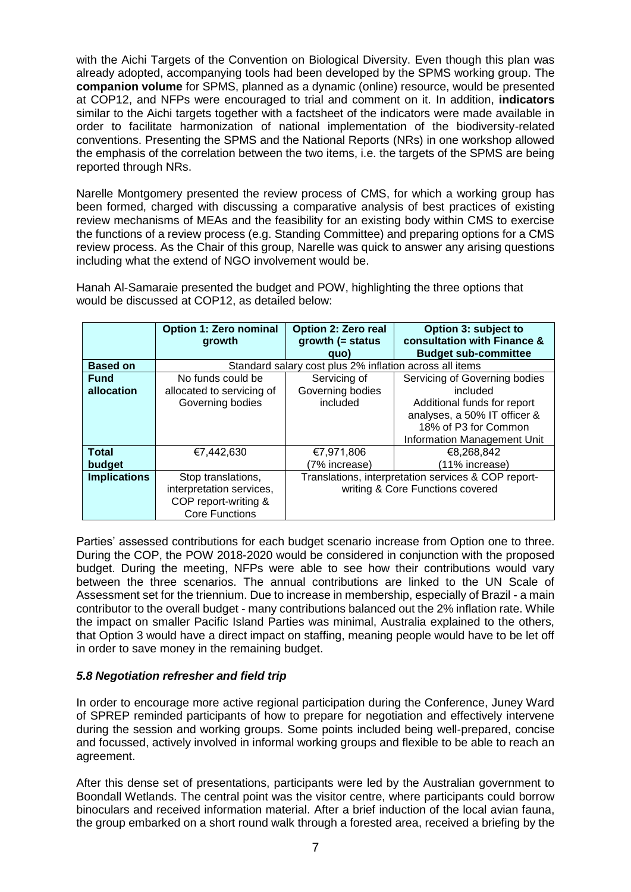with the Aichi Targets of the Convention on Biological Diversity. Even though this plan was already adopted, accompanying tools had been developed by the SPMS working group. The **companion volume** for SPMS, planned as a dynamic (online) resource, would be presented at COP12, and NFPs were encouraged to trial and comment on it. In addition, **indicators** similar to the Aichi targets together with a factsheet of the indicators were made available in order to facilitate harmonization of national implementation of the biodiversity-related conventions. Presenting the SPMS and the National Reports (NRs) in one workshop allowed the emphasis of the correlation between the two items, i.e. the targets of the SPMS are being reported through NRs.

Narelle Montgomery presented the review process of CMS, for which a working group has been formed, charged with discussing a comparative analysis of best practices of existing review mechanisms of MEAs and the feasibility for an existing body within CMS to exercise the functions of a review process (e.g. Standing Committee) and preparing options for a CMS review process. As the Chair of this group, Narelle was quick to answer any arising questions including what the extend of NGO involvement would be.

Hanah Al-Samaraie presented the budget and POW, highlighting the three options that would be discussed at COP12, as detailed below:

| | Option 1: Zero nominal growth | Option 2: Zero real growth (= status quo) | Option 3: subject to consultation with Finance & Budget sub-committee |
|---|---|---|---|
| **Based on** | Standard salary cost plus 2% inflation across all items | | |
| **Fund allocation** | No funds could be allocated to servicing of Governing bodies | Servicing of Governing bodies included | Servicing of Governing bodies included<br>Additional funds for report analyses, a 50% IT officer & 18% of P3 for Common Information Management Unit |
| **Total budget** | €7,442,630 | €7,971,806<br>(7% increase) | €8,268,842<br>(11% increase) |
| **Implications** | Stop translations, interpretation services, COP report-writing & Core Functions | Translations, interpretation services & COP report-writing & Core Functions covered | |

Parties' assessed contributions for each budget scenario increase from Option one to three. During the COP, the POW 2018-2020 would be considered in conjunction with the proposed budget. During the meeting, NFPs were able to see how their contributions would vary between the three scenarios. The annual contributions are linked to the UN Scale of Assessment set for the triennium. Due to increase in membership, especially of Brazil - a main contributor to the overall budget - many contributions balanced out the 2% inflation rate. While the impact on smaller Pacific Island Parties was minimal, Australia explained to the others, that Option 3 would have a direct impact on staffing, meaning people would have to be let off in order to save money in the remaining budget.

### *5.8 Negotiation refresher and field trip*

In order to encourage more active regional participation during the Conference, Juney Ward of SPREP reminded participants of how to prepare for negotiation and effectively intervene during the session and working groups. Some points included being well-prepared, concise and focussed, actively involved in informal working groups and flexible to be able to reach an agreement.

After this dense set of presentations, participants were led by the Australian government to Boondall Wetlands. The central point was the visitor centre, where participants could borrow binoculars and received information material. After a brief induction of the local avian fauna, the group embarked on a short round walk through a forested area, received a briefing by the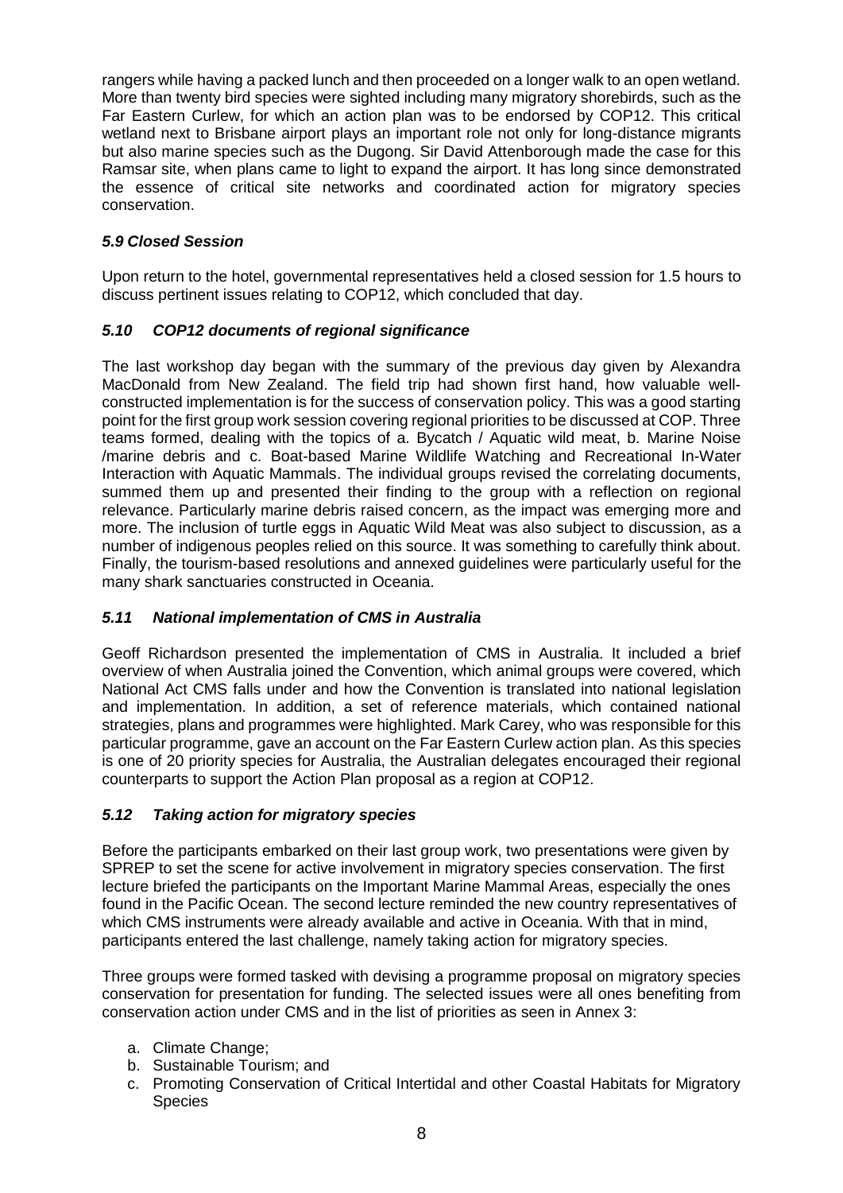rangers while having a packed lunch and then proceeded on a longer walk to an open wetland. More than twenty bird species were sighted including many migratory shorebirds, such as the Far Eastern Curlew, for which an action plan was to be endorsed by COP12. This critical wetland next to Brisbane airport plays an important role not only for long-distance migrants but also marine species such as the Dugong. Sir David Attenborough made the case for this Ramsar site, when plans came to light to expand the airport. It has long since demonstrated the essence of critical site networks and coordinated action for migratory species conservation.

### *5.9 Closed Session*

Upon return to the hotel, governmental representatives held a closed session for 1.5 hours to discuss pertinent issues relating to COP12, which concluded that day.

### *5.10 COP12 documents of regional significance*

The last workshop day began with the summary of the previous day given by Alexandra MacDonald from New Zealand. The field trip had shown first hand, how valuable well-constructed implementation is for the success of conservation policy. This was a good starting point for the first group work session covering regional priorities to be discussed at COP. Three teams formed, dealing with the topics of a. Bycatch / Aquatic wild meat, b. Marine Noise /marine debris and c. Boat-based Marine Wildlife Watching and Recreational In-Water Interaction with Aquatic Mammals. The individual groups revised the correlating documents, summed them up and presented their finding to the group with a reflection on regional relevance. Particularly marine debris raised concern, as the impact was emerging more and more. The inclusion of turtle eggs in Aquatic Wild Meat was also subject to discussion, as a number of indigenous peoples relied on this source. It was something to carefully think about. Finally, the tourism-based resolutions and annexed guidelines were particularly useful for the many shark sanctuaries constructed in Oceania.

### *5.11 National implementation of CMS in Australia*

Geoff Richardson presented the implementation of CMS in Australia. It included a brief overview of when Australia joined the Convention, which animal groups were covered, which National Act CMS falls under and how the Convention is translated into national legislation and implementation. In addition, a set of reference materials, which contained national strategies, plans and programmes were highlighted. Mark Carey, who was responsible for this particular programme, gave an account on the Far Eastern Curlew action plan. As this species is one of 20 priority species for Australia, the Australian delegates encouraged their regional counterparts to support the Action Plan proposal as a region at COP12.

### *5.12 Taking action for migratory species*

Before the participants embarked on their last group work, two presentations were given by SPREP to set the scene for active involvement in migratory species conservation. The first lecture briefed the participants on the Important Marine Mammal Areas, especially the ones found in the Pacific Ocean. The second lecture reminded the new country representatives of which CMS instruments were already available and active in Oceania. With that in mind, participants entered the last challenge, namely taking action for migratory species.

Three groups were formed tasked with devising a programme proposal on migratory species conservation for presentation for funding. The selected issues were all ones benefiting from conservation action under CMS and in the list of priorities as seen in Annex 3:

a. Climate Change;
b. Sustainable Tourism; and
c. Promoting Conservation of Critical Intertidal and other Coastal Habitats for Migratory Species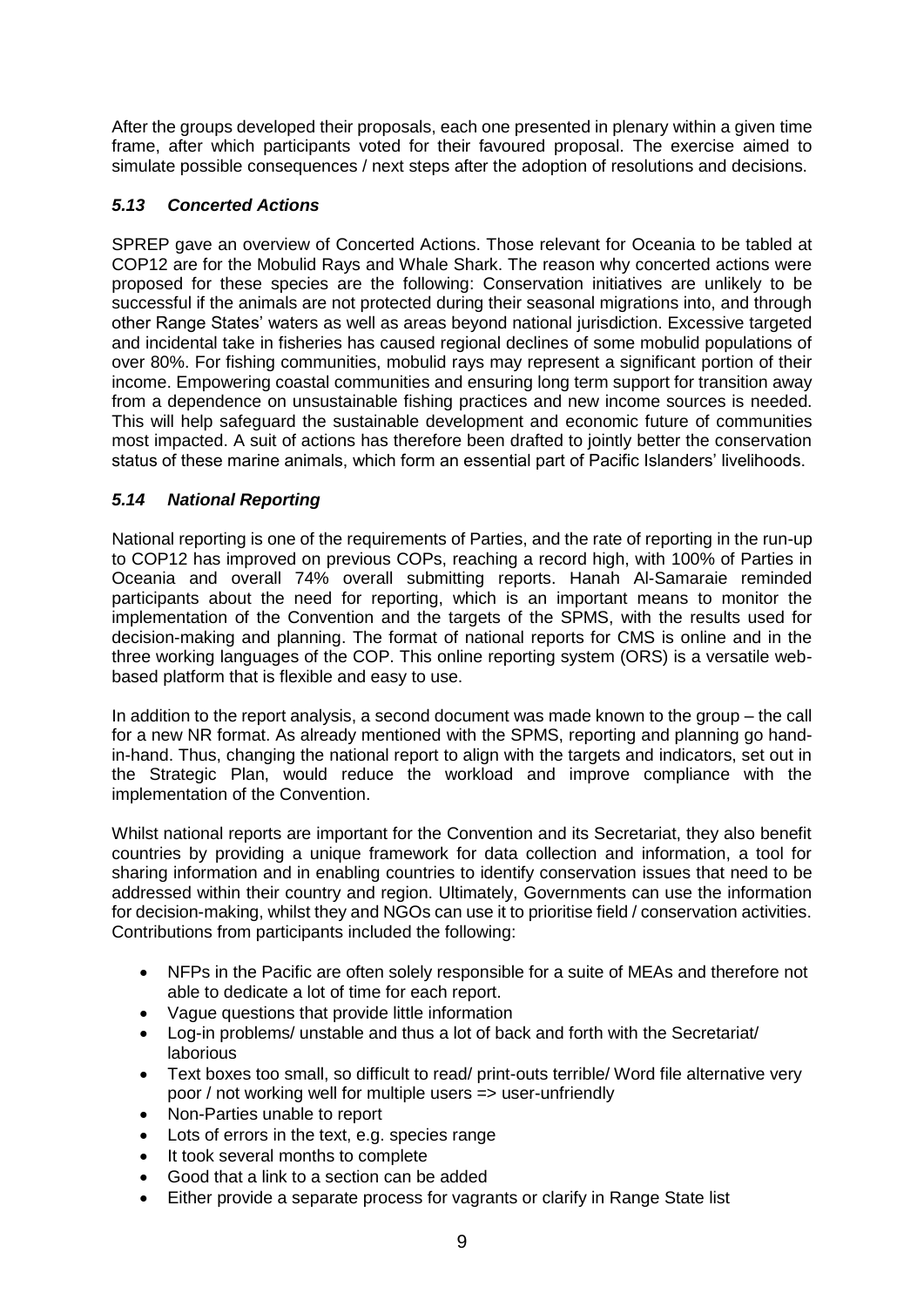After the groups developed their proposals, each one presented in plenary within a given time frame, after which participants voted for their favoured proposal. The exercise aimed to simulate possible consequences / next steps after the adoption of resolutions and decisions.

### *5.13 Concerted Actions*

SPREP gave an overview of Concerted Actions. Those relevant for Oceania to be tabled at COP12 are for the Mobulid Rays and Whale Shark. The reason why concerted actions were proposed for these species are the following: Conservation initiatives are unlikely to be successful if the animals are not protected during their seasonal migrations into, and through other Range States' waters as well as areas beyond national jurisdiction. Excessive targeted and incidental take in fisheries has caused regional declines of some mobulid populations of over 80%. For fishing communities, mobulid rays may represent a significant portion of their income. Empowering coastal communities and ensuring long term support for transition away from a dependence on unsustainable fishing practices and new income sources is needed. This will help safeguard the sustainable development and economic future of communities most impacted. A suit of actions has therefore been drafted to jointly better the conservation status of these marine animals, which form an essential part of Pacific Islanders' livelihoods.

### *5.14 National Reporting*

National reporting is one of the requirements of Parties, and the rate of reporting in the run-up to COP12 has improved on previous COPs, reaching a record high, with 100% of Parties in Oceania and overall 74% overall submitting reports. Hanah Al-Samaraie reminded participants about the need for reporting, which is an important means to monitor the implementation of the Convention and the targets of the SPMS, with the results used for decision-making and planning. The format of national reports for CMS is online and in the three working languages of the COP. This online reporting system (ORS) is a versatile web-based platform that is flexible and easy to use.

In addition to the report analysis, a second document was made known to the group – the call for a new NR format. As already mentioned with the SPMS, reporting and planning go hand-in-hand. Thus, changing the national report to align with the targets and indicators, set out in the Strategic Plan, would reduce the workload and improve compliance with the implementation of the Convention.

Whilst national reports are important for the Convention and its Secretariat, they also benefit countries by providing a unique framework for data collection and information, a tool for sharing information and in enabling countries to identify conservation issues that need to be addressed within their country and region. Ultimately, Governments can use the information for decision-making, whilst they and NGOs can use it to prioritise field / conservation activities. Contributions from participants included the following:

- NFPs in the Pacific are often solely responsible for a suite of MEAs and therefore not able to dedicate a lot of time for each report.
- Vague questions that provide little information
- Log-in problems/ unstable and thus a lot of back and forth with the Secretariat/ laborious
- Text boxes too small, so difficult to read/ print-outs terrible/ Word file alternative very poor / not working well for multiple users => user-unfriendly
- Non-Parties unable to report
- Lots of errors in the text, e.g. species range
- It took several months to complete
- Good that a link to a section can be added
- Either provide a separate process for vagrants or clarify in Range State list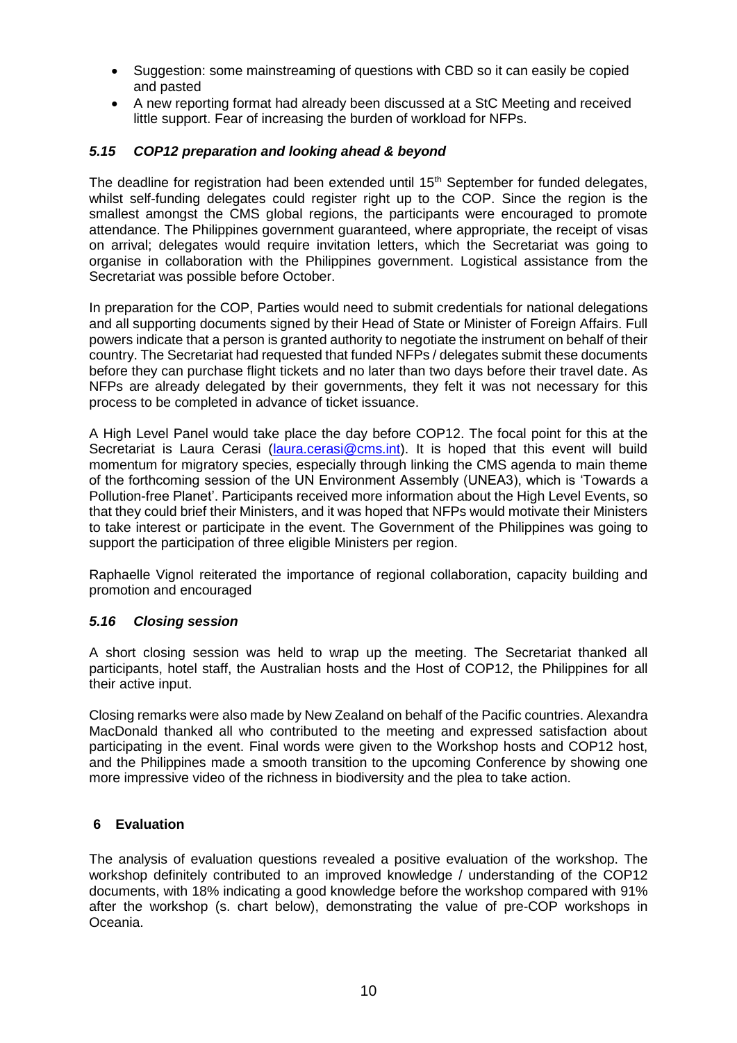- Suggestion: some mainstreaming of questions with CBD so it can easily be copied and pasted
- A new reporting format had already been discussed at a StC Meeting and received little support. Fear of increasing the burden of workload for NFPs.

### *5.15 COP12 preparation and looking ahead & beyond*

The deadline for registration had been extended until 15th September for funded delegates, whilst self-funding delegates could register right up to the COP. Since the region is the smallest amongst the CMS global regions, the participants were encouraged to promote attendance. The Philippines government guaranteed, where appropriate, the receipt of visas on arrival; delegates would require invitation letters, which the Secretariat was going to organise in collaboration with the Philippines government. Logistical assistance from the Secretariat was possible before October.

In preparation for the COP, Parties would need to submit credentials for national delegations and all supporting documents signed by their Head of State or Minister of Foreign Affairs. Full powers indicate that a person is granted authority to negotiate the instrument on behalf of their country. The Secretariat had requested that funded NFPs / delegates submit these documents before they can purchase flight tickets and no later than two days before their travel date. As NFPs are already delegated by their governments, they felt it was not necessary for this process to be completed in advance of ticket issuance.

A High Level Panel would take place the day before COP12. The focal point for this at the Secretariat is Laura Cerasi (laura.cerasi@cms.int). It is hoped that this event will build momentum for migratory species, especially through linking the CMS agenda to main theme of the forthcoming session of the UN Environment Assembly (UNEA3), which is 'Towards a Pollution-free Planet'. Participants received more information about the High Level Events, so that they could brief their Ministers, and it was hoped that NFPs would motivate their Ministers to take interest or participate in the event. The Government of the Philippines was going to support the participation of three eligible Ministers per region.

Raphaelle Vignol reiterated the importance of regional collaboration, capacity building and promotion and encouraged

### *5.16 Closing session*

A short closing session was held to wrap up the meeting. The Secretariat thanked all participants, hotel staff, the Australian hosts and the Host of COP12, the Philippines for all their active input.

Closing remarks were also made by New Zealand on behalf of the Pacific countries. Alexandra MacDonald thanked all who contributed to the meeting and expressed satisfaction about participating in the event. Final words were given to the Workshop hosts and COP12 host, and the Philippines made a smooth transition to the upcoming Conference by showing one more impressive video of the richness in biodiversity and the plea to take action.

## 6 Evaluation

The analysis of evaluation questions revealed a positive evaluation of the workshop. The workshop definitely contributed to an improved knowledge / understanding of the COP12 documents, with 18% indicating a good knowledge before the workshop compared with 91% after the workshop (s. chart below), demonstrating the value of pre-COP workshops in Oceania.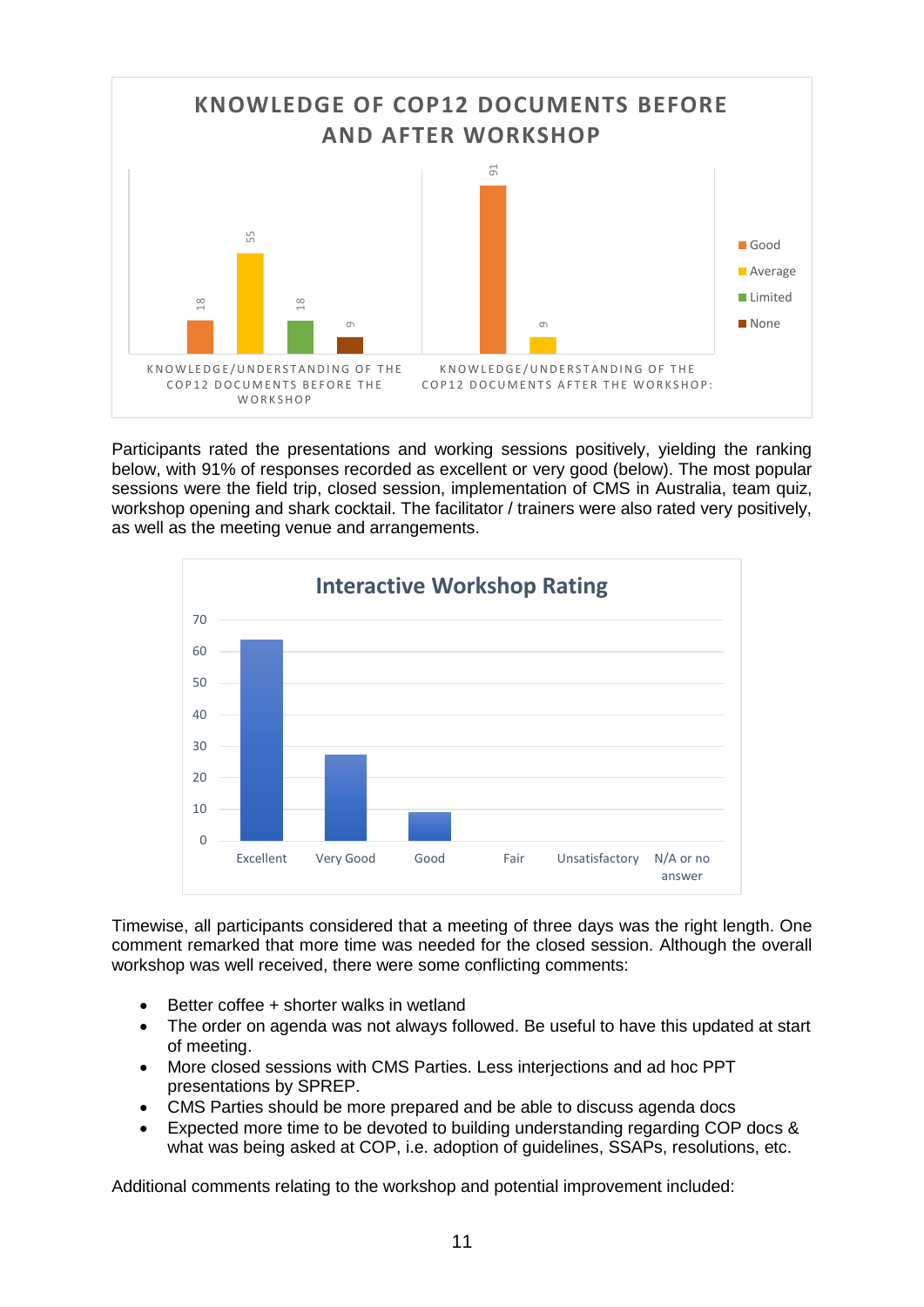**KNOWLEDGE OF COP12 DOCUMENTS BEFORE AND AFTER WORKSHOP**

| | Good | Average | Limited | None |
|---|---|---|---|---|
| Knowledge/understanding of the COP12 documents before the workshop | 18 | 55 | 18 | 9 |
| Knowledge/understanding of the COP12 documents after the workshop: | 91 | 9 | | |

Participants rated the presentations and working sessions positively, yielding the ranking below, with 91% of responses recorded as excellent or very good (below). The most popular sessions were the field trip, closed session, implementation of CMS in Australia, team quiz, workshop opening and shark cocktail. The facilitator / trainers were also rated very positively, as well as the meeting venue and arrangements.

**Interactive Workshop Rating**

| Excellent | Very Good | Good | Fair | Unsatisfactory | N/A or no answer |
|---|---|---|---|---|---|
| ~64 | ~27 | ~9 | | | |

Timewise, all participants considered that a meeting of three days was the right length. One comment remarked that more time was needed for the closed session. Although the overall workshop was well received, there were some conflicting comments:

- Better coffee + shorter walks in wetland
- The order on agenda was not always followed. Be useful to have this updated at start of meeting.
- More closed sessions with CMS Parties. Less interjections and ad hoc PPT presentations by SPREP.
- CMS Parties should be more prepared and be able to discuss agenda docs
- Expected more time to be devoted to building understanding regarding COP docs & what was being asked at COP, i.e. adoption of guidelines, SSAPs, resolutions, etc.

Additional comments relating to the workshop and potential improvement included: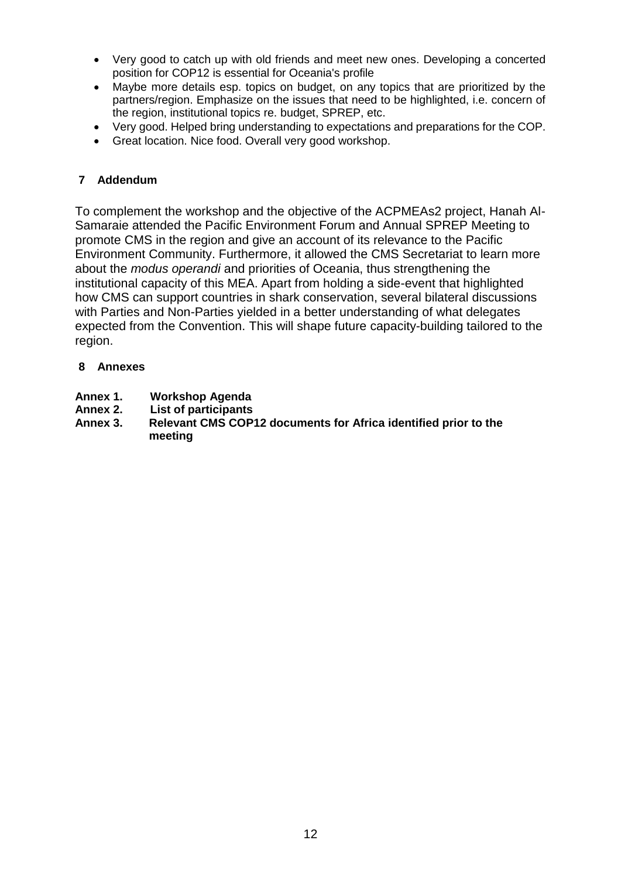- Very good to catch up with old friends and meet new ones. Developing a concerted position for COP12 is essential for Oceania's profile
- Maybe more details esp. topics on budget, on any topics that are prioritized by the partners/region. Emphasize on the issues that need to be highlighted, i.e. concern of the region, institutional topics re. budget, SPREP, etc.
- Very good. Helped bring understanding to expectations and preparations for the COP.
- Great location. Nice food. Overall very good workshop.

## 7 Addendum

To complement the workshop and the objective of the ACPMEAs2 project, Hanah Al-Samaraie attended the Pacific Environment Forum and Annual SPREP Meeting to promote CMS in the region and give an account of its relevance to the Pacific Environment Community. Furthermore, it allowed the CMS Secretariat to learn more about the *modus operandi* and priorities of Oceania, thus strengthening the institutional capacity of this MEA. Apart from holding a side-event that highlighted how CMS can support countries in shark conservation, several bilateral discussions with Parties and Non-Parties yielded in a better understanding of what delegates expected from the Convention. This will shape future capacity-building tailored to the region.

## 8 Annexes

**Annex 1. Workshop Agenda**
**Annex 2. List of participants**
**Annex 3. Relevant CMS COP12 documents for Africa identified prior to the meeting**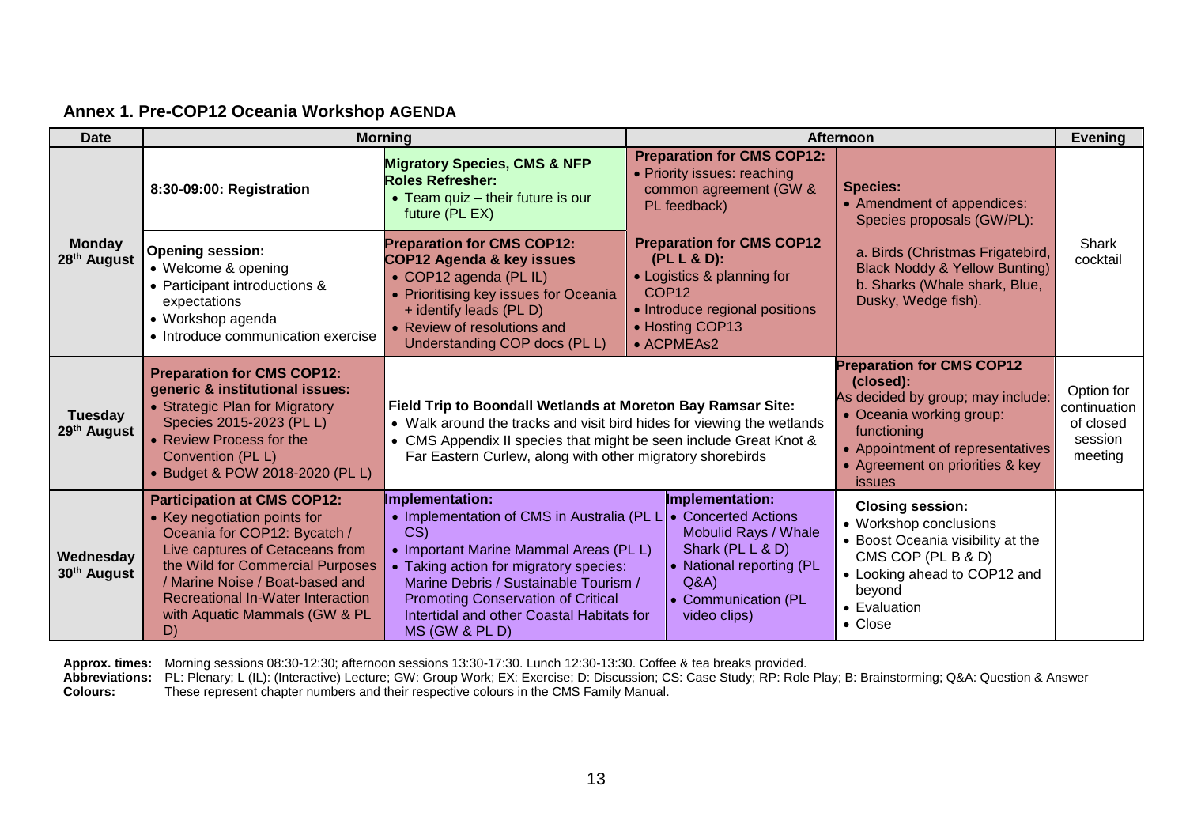## Annex 1. Pre-COP12 Oceania Workshop AGENDA

| Date | Morning | | Afternoon | | Evening |
|---|---|---|---|---|---|
| Monday 28th August | 8:30-09:00: Registration | **Migratory Species, CMS & NFP Roles Refresher:** • Team quiz – their future is our future (PL EX) | **Preparation for CMS COP12:** • Priority issues: reaching common agreement (GW & PL feedback) | **Species:** • Amendment of appendices: Species proposals (GW/PL): a. Birds (Christmas Frigatebird, Black Noddy & Yellow Bunting) b. Sharks (Whale shark, Blue, Dusky, Wedge fish). | Shark cocktail |
| | **Opening session:** • Welcome & opening • Participant introductions & expectations • Workshop agenda • Introduce communication exercise | **Preparation for CMS COP12: COP12 Agenda & key issues** • COP12 agenda (PL IL) • Prioritising key issues for Oceania + identify leads (PL D) • Review of resolutions and Understanding COP docs (PL L) | **Preparation for CMS COP12 (PL L & D):** • Logistics & planning for COP12 • Introduce regional positions • Hosting COP13 • ACPMEAs2 | | |
| Tuesday 29th August | **Preparation for CMS COP12: generic & institutional issues:** • Strategic Plan for Migratory Species 2015-2023 (PL L) • Review Process for the Convention (PL L) • Budget & POW 2018-2020 (PL L) | **Field Trip to Boondall Wetlands at Moreton Bay Ramsar Site:** • Walk around the tracks and visit bird hides for viewing the wetlands • CMS Appendix II species that might be seen include Great Knot & Far Eastern Curlew, along with other migratory shorebirds | | **Preparation for CMS COP12 (closed):** As decided by group; may include: • Oceania working group: functioning • Appointment of representatives • Agreement on priorities & key issues | Option for continuation of closed session meeting |
| Wednesday 30th August | **Participation at CMS COP12:** • Key negotiation points for Oceania for COP12: Bycatch / Live captures of Cetaceans from the Wild for Commercial Purposes / Marine Noise / Boat-based and Recreational In-Water Interaction with Aquatic Mammals (GW & PL D) | **Implementation:** • Implementation of CMS in Australia (PL L CS) • Important Marine Mammal Areas (PL L) • Taking action for migratory species: Marine Debris / Sustainable Tourism / Promoting Conservation of Critical Intertidal and other Coastal Habitats for MS (GW & PL D) | **Implementation:** • Concerted Actions Mobulid Rays / Whale Shark (PL L & D) • National reporting (PL Q&A) • Communication (PL video clips) | **Closing session:** • Workshop conclusions • Boost Oceania visibility at the CMS COP (PL B & D) • Looking ahead to COP12 and beyond • Evaluation • Close | |

**Approx. times:** Morning sessions 08:30-12:30; afternoon sessions 13:30-17:30. Lunch 12:30-13:30. Coffee & tea breaks provided.
**Abbreviations:** PL: Plenary; L (IL): (Interactive) Lecture; GW: Group Work; EX: Exercise; D: Discussion; CS: Case Study; RP: Role Play; B: Brainstorming; Q&A: Question & Answer
**Colours:** These represent chapter numbers and their respective colours in the CMS Family Manual.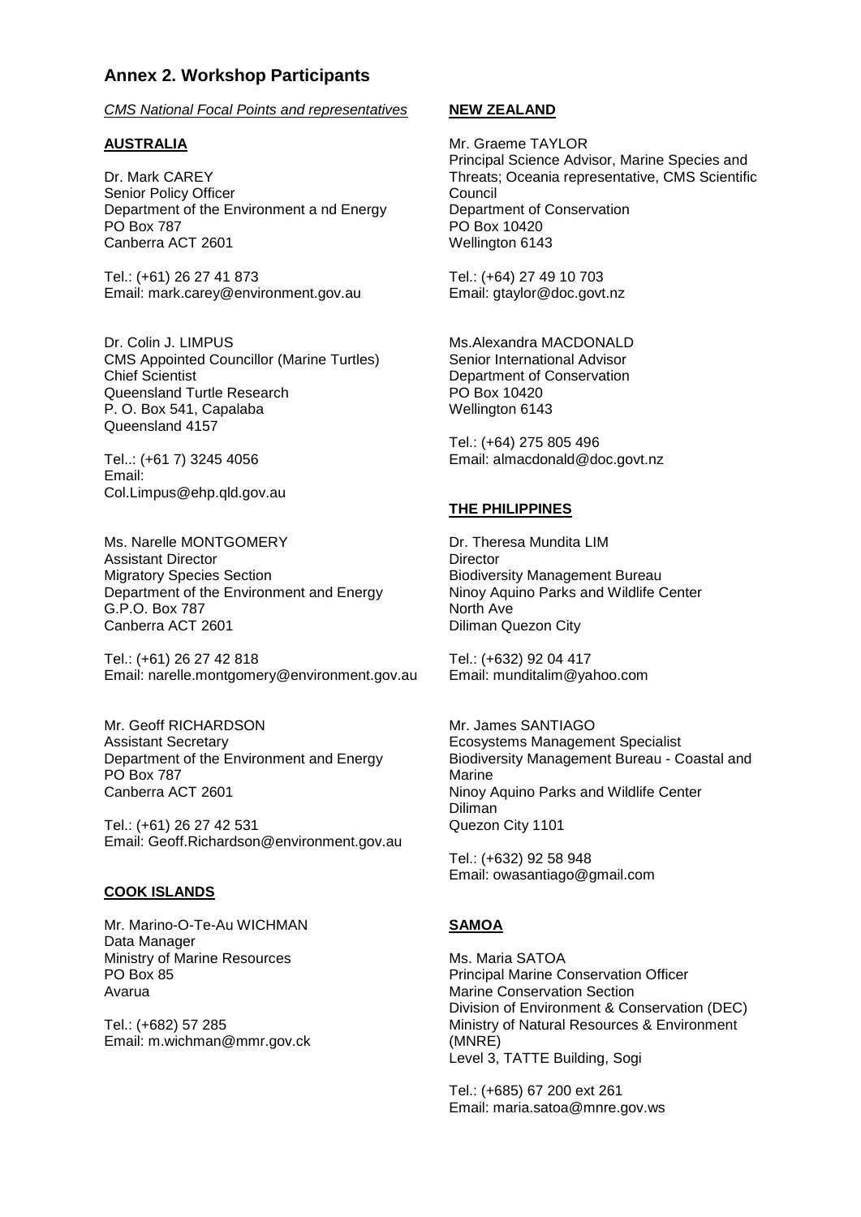## Annex 2. Workshop Participants

*CMS National Focal Points and representatives*

**AUSTRALIA**

Dr. Mark CAREY
Senior Policy Officer
Department of the Environment a nd Energy
PO Box 787
Canberra ACT 2601

Tel.: (+61) 26 27 41 873
Email: mark.carey@environment.gov.au

Dr. Colin J. LIMPUS
CMS Appointed Councillor (Marine Turtles)
Chief Scientist
Queensland Turtle Research
P. O. Box 541, Capalaba
Queensland 4157

Tel..: (+61 7) 3245 4056
Email:
Col.Limpus@ehp.qld.gov.au

Ms. Narelle MONTGOMERY
Assistant Director
Migratory Species Section
Department of the Environment and Energy
G.P.O. Box 787
Canberra ACT 2601

Tel.: (+61) 26 27 42 818
Email: narelle.montgomery@environment.gov.au

Mr. Geoff RICHARDSON
Assistant Secretary
Department of the Environment and Energy
PO Box 787
Canberra ACT 2601

Tel.: (+61) 26 27 42 531
Email: Geoff.Richardson@environment.gov.au

**COOK ISLANDS**

Mr. Marino-O-Te-Au WICHMAN
Data Manager
Ministry of Marine Resources
PO Box 85
Avarua

Tel.: (+682) 57 285
Email: m.wichman@mmr.gov.ck

**NEW ZEALAND**

Mr. Graeme TAYLOR
Principal Science Advisor, Marine Species and Threats; Oceania representative, CMS Scientific Council
Department of Conservation
PO Box 10420
Wellington 6143

Tel.: (+64) 27 49 10 703
Email: gtaylor@doc.govt.nz

Ms.Alexandra MACDONALD
Senior International Advisor
Department of Conservation
PO Box 10420
Wellington 6143

Tel.: (+64) 275 805 496
Email: almacdonald@doc.govt.nz

**THE PHILIPPINES**

Dr. Theresa Mundita LIM
Director
Biodiversity Management Bureau
Ninoy Aquino Parks and Wildlife Center
North Ave
Diliman Quezon City

Tel.: (+632) 92 04 417
Email: munditalim@yahoo.com

Mr. James SANTIAGO
Ecosystems Management Specialist
Biodiversity Management Bureau - Coastal and Marine
Ninoy Aquino Parks and Wildlife Center
Diliman
Quezon City 1101

Tel.: (+632) 92 58 948
Email: owasantiago@gmail.com

**SAMOA**

Ms. Maria SATOA
Principal Marine Conservation Officer
Marine Conservation Section
Division of Environment & Conservation (DEC)
Ministry of Natural Resources & Environment (MNRE)
Level 3, TATTE Building, Sogi

Tel.: (+685) 67 200 ext 261
Email: maria.satoa@mnre.gov.ws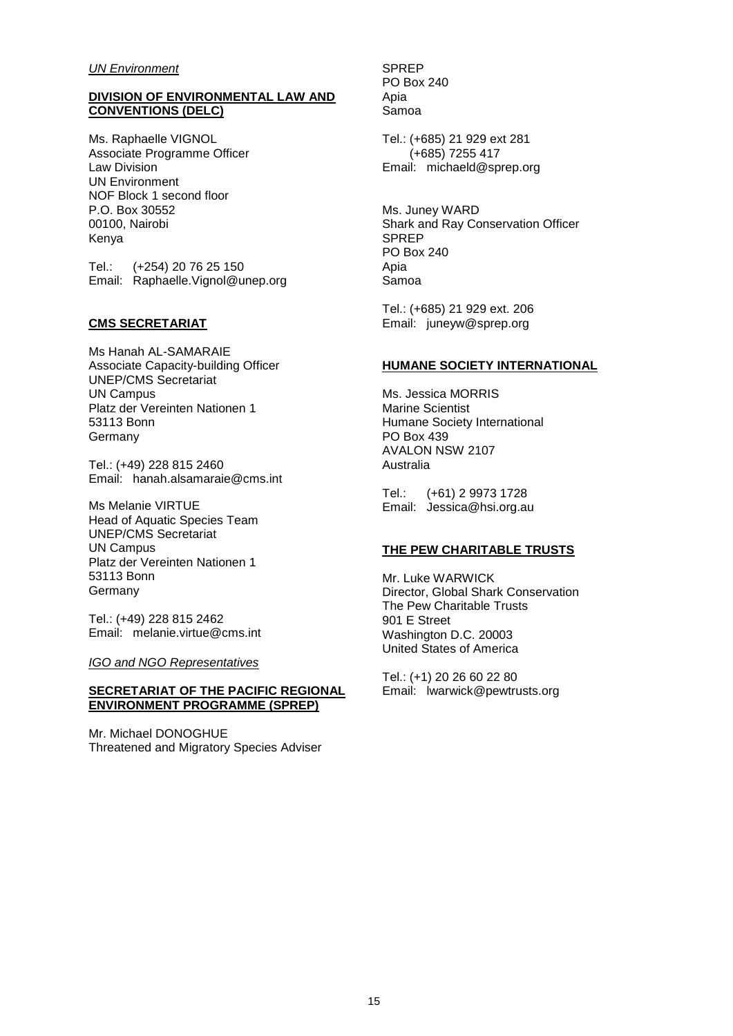*UN Environment*

**DIVISION OF ENVIRONMENTAL LAW AND CONVENTIONS (DELC)**

Ms. Raphaelle VIGNOL
Associate Programme Officer
Law Division
UN Environment
NOF Block 1 second floor
P.O. Box 30552
00100, Nairobi
Kenya

Tel.: (+254) 20 76 25 150
Email: Raphaelle.Vignol@unep.org

**CMS SECRETARIAT**

Ms Hanah AL-SAMARAIE
Associate Capacity-building Officer
UNEP/CMS Secretariat
UN Campus
Platz der Vereinten Nationen 1
53113 Bonn
Germany

Tel.: (+49) 228 815 2460
Email: hanah.alsamaraie@cms.int

Ms Melanie VIRTUE
Head of Aquatic Species Team
UNEP/CMS Secretariat
UN Campus
Platz der Vereinten Nationen 1
53113 Bonn
Germany

Tel.: (+49) 228 815 2462
Email: melanie.virtue@cms.int

*IGO and NGO Representatives*

**SECRETARIAT OF THE PACIFIC REGIONAL ENVIRONMENT PROGRAMME (SPREP)**

Mr. Michael DONOGHUE
Threatened and Migratory Species Adviser
SPREP
PO Box 240
Apia
Samoa

Tel.: (+685) 21 929 ext 281
(+685) 7255 417
Email: michaeld@sprep.org

Ms. Juney WARD
Shark and Ray Conservation Officer
SPREP
PO Box 240
Apia
Samoa

Tel.: (+685) 21 929 ext. 206
Email: juneyw@sprep.org

**HUMANE SOCIETY INTERNATIONAL**

Ms. Jessica MORRIS
Marine Scientist
Humane Society International
PO Box 439
AVALON NSW 2107
Australia

Tel.: (+61) 2 9973 1728
Email: Jessica@hsi.org.au

**THE PEW CHARITABLE TRUSTS**

Mr. Luke WARWICK
Director, Global Shark Conservation
The Pew Charitable Trusts
901 E Street
Washington D.C. 20003
United States of America

Tel.: (+1) 20 26 60 22 80
Email: lwarwick@pewtrusts.org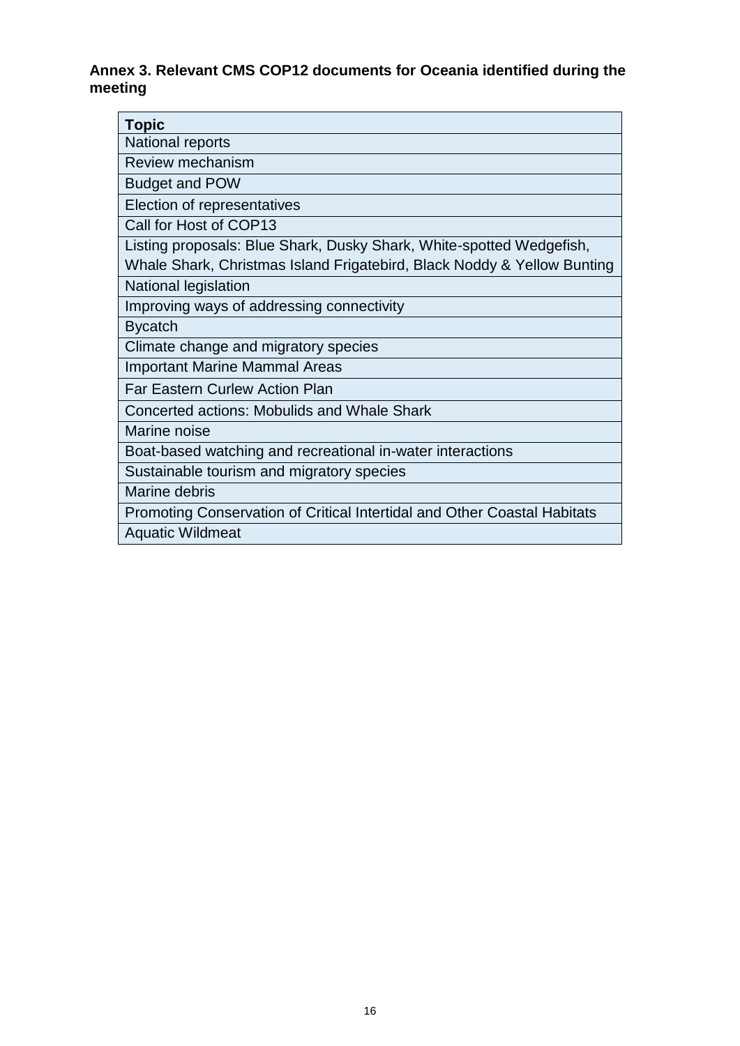### Annex 3. Relevant CMS COP12 documents for Oceania identified during the meeting

| Topic |
|---|
| National reports |
| Review mechanism |
| Budget and POW |
| Election of representatives |
| Call for Host of COP13 |
| Listing proposals: Blue Shark, Dusky Shark, White-spotted Wedgefish, Whale Shark, Christmas Island Frigatebird, Black Noddy & Yellow Bunting |
| National legislation |
| Improving ways of addressing connectivity |
| Bycatch |
| Climate change and migratory species |
| Important Marine Mammal Areas |
| Far Eastern Curlew Action Plan |
| Concerted actions: Mobulids and Whale Shark |
| Marine noise |
| Boat-based watching and recreational in-water interactions |
| Sustainable tourism and migratory species |
| Marine debris |
| Promoting Conservation of Critical Intertidal and Other Coastal Habitats |
| Aquatic Wildmeat |